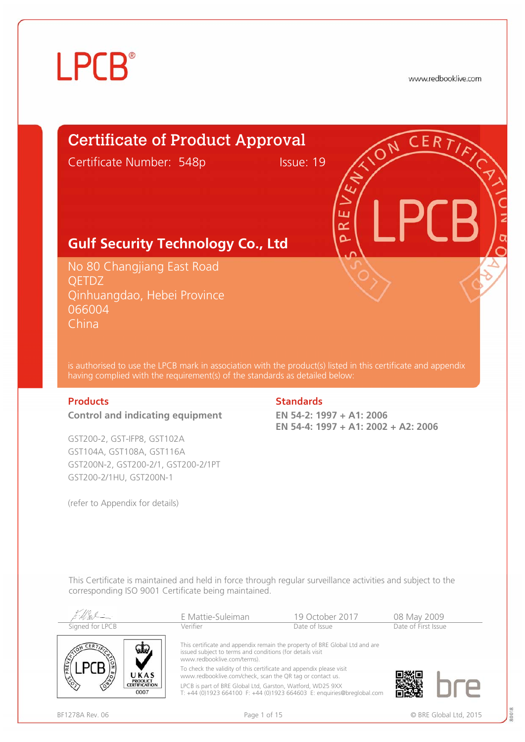LPCB®

www.redbooklive.com

# Certificate of Product Approval

Certificate Number: 548p    Issue: 19

## Gulf Security Technology Co., Ltd

No 80 Changjiang East Road
QETDZ
Qinhuangdao, Hebei Province
066004
China

is authorised to use the LPCB mark in association with the product(s) listed in this certificate and appendix having complied with the requirement(s) of the standards as detailed below:

### Products

**Control and indicating equipment**

GST200-2, GST-IFP8, GST102A
GST104A, GST108A, GST116A
GST200N-2, GST200-2/1, GST200-2/1PT
GST200-2/1HU, GST200N-1

(refer to Appendix for details)

### Standards

**EN 54-2: 1997 + A1: 2006**
**EN 54-4: 1997 + A1: 2002 + A2: 2006**

This Certificate is maintained and held in force through regular surveillance activities and subject to the corresponding ISO 9001 Certificate being maintained.

| Signed for LPCB | E Mattie-Suleiman | 19 October 2017 | 08 May 2009 |
|---|---|---|---|
| | Verifier | Date of Issue | Date of First Issue |

UKAS PRODUCT CERTIFICATION 0007

This certificate and appendix remain the property of BRE Global Ltd and are issued subject to terms and conditions (for details visit www.redbooklive.com/terms).

To check the validity of this certificate and appendix please visit www.redbooklive.com/check, scan the QR tag or contact us.

LPCB is part of BRE Global Ltd, Garston, Watford, WD25 9XX
T: +44 (0)1923 664100 F: +44 (0)1923 664603 E: enquiries@breglobal.com

bre

BF1278A Rev. 06    © BRE Global Ltd, 2015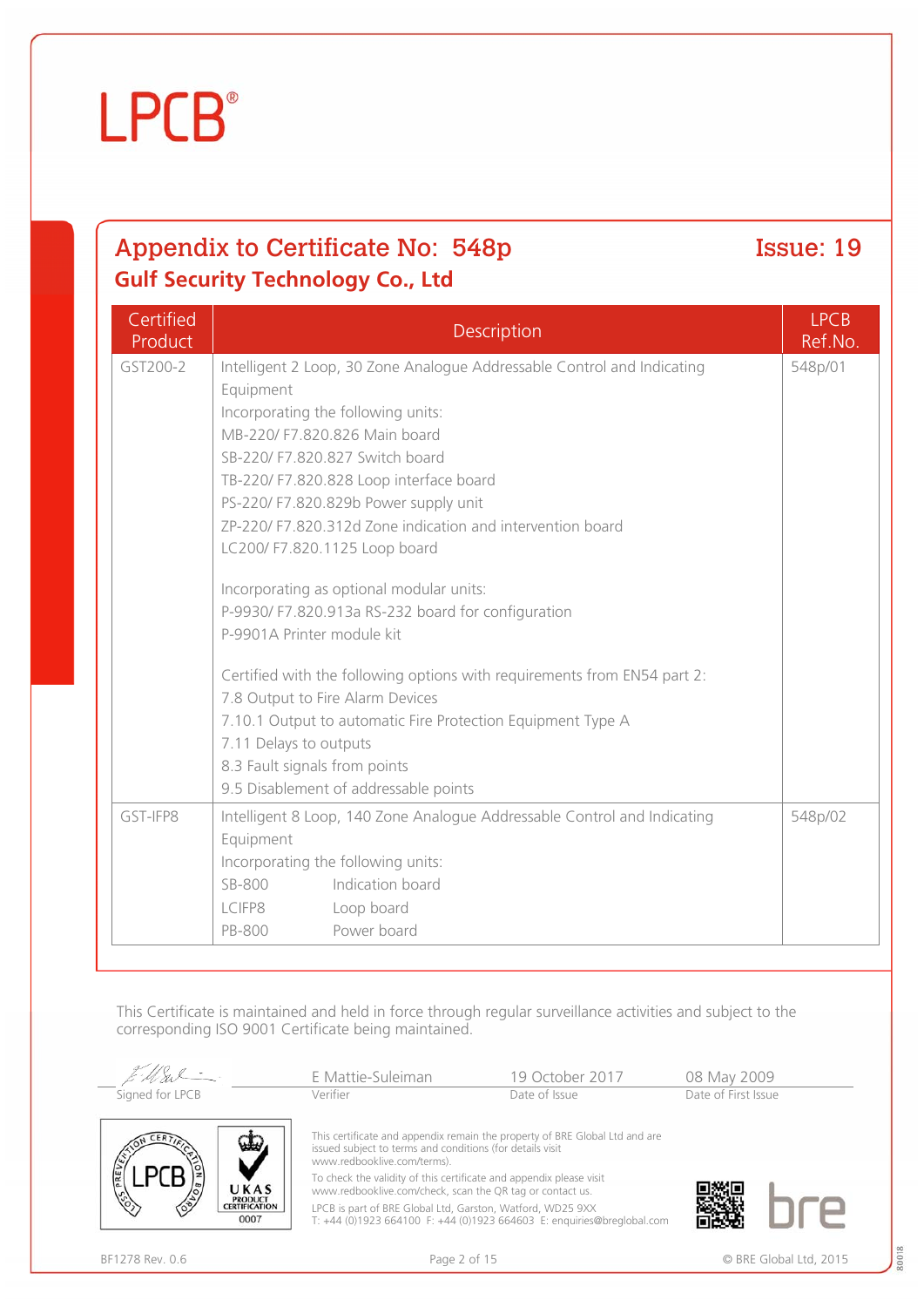LPCB®

## Appendix to Certificate No: 548p

**Issue: 19**

### Gulf Security Technology Co., Ltd

| Certified Product | Description | LPCB Ref.No. |
|---|---|---|
| GST200-2 | Intelligent 2 Loop, 30 Zone Analogue Addressable Control and Indicating Equipment<br>Incorporating the following units:<br>MB-220/ F7.820.826 Main board<br>SB-220/ F7.820.827 Switch board<br>TB-220/ F7.820.828 Loop interface board<br>PS-220/ F7.820.829b Power supply unit<br>ZP-220/ F7.820.312d Zone indication and intervention board<br>LC200/ F7.820.1125 Loop board<br><br>Incorporating as optional modular units:<br>P-9930/ F7.820.913a RS-232 board for configuration<br>P-9901A Printer module kit<br><br>Certified with the following options with requirements from EN54 part 2:<br>7.8 Output to Fire Alarm Devices<br>7.10.1 Output to automatic Fire Protection Equipment Type A<br>7.11 Delays to outputs<br>8.3 Fault signals from points<br>9.5 Disablement of addressable points | 548p/01 |
| GST-IFP8 | Intelligent 8 Loop, 140 Zone Analogue Addressable Control and Indicating Equipment<br>Incorporating the following units:<br>SB-800 Indication board<br>LCIFP8 Loop board<br>PB-800 Power board | 548p/02 |

This Certificate is maintained and held in force through regular surveillance activities and subject to the corresponding ISO 9001 Certificate being maintained.

| Signed for LPCB | E Mattie-Suleiman<br>Verifier | 19 October 2017<br>Date of Issue | 08 May 2009<br>Date of First Issue |
|---|---|---|---|

This certificate and appendix remain the property of BRE Global Ltd and are issued subject to terms and conditions (for details visit www.redbooklive.com/terms).

To check the validity of this certificate and appendix please visit www.redbooklive.com/check, scan the QR tag or contact us.

LPCB is part of BRE Global Ltd, Garston, Watford, WD25 9XX
T: +44 (0)1923 664100 F: +44 (0)1923 664603 E: enquiries@breglobal.com

BF1278 Rev. 0.6

© BRE Global Ltd, 2015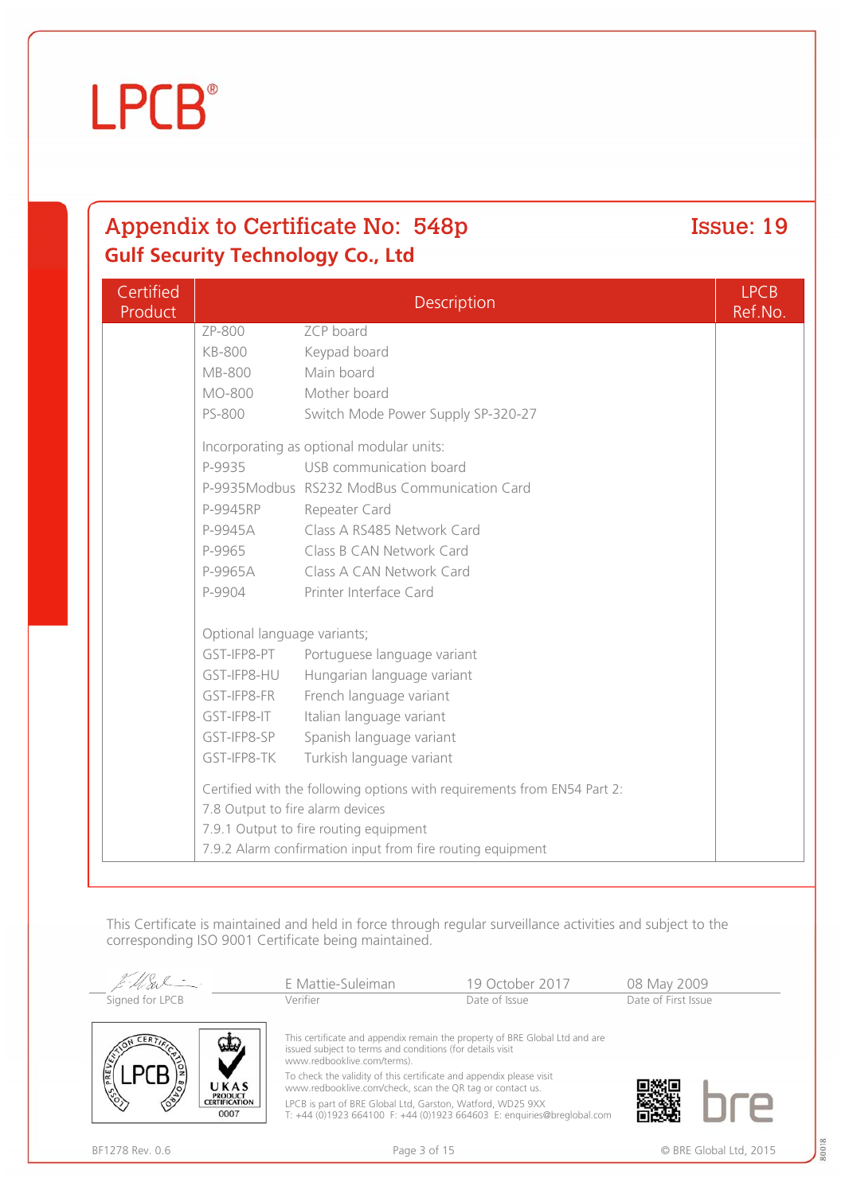# LPCB®

## Appendix to Certificate No: 548p

**Issue: 19**

### Gulf Security Technology Co., Ltd

| Certified Product | Description | LPCB Ref.No. |
|---|---|---|
| | ZP-800 ZCP board<br>KB-800 Keypad board<br>MB-800 Main board<br>MO-800 Mother board<br>PS-800 Switch Mode Power Supply SP-320-27<br><br>Incorporating as optional modular units:<br>P-9935 USB communication board<br>P-9935Modbus RS232 ModBus Communication Card<br>P-9945RP Repeater Card<br>P-9945A Class A RS485 Network Card<br>P-9965 Class B CAN Network Card<br>P-9965A Class A CAN Network Card<br>P-9904 Printer Interface Card<br><br>Optional language variants;<br>GST-IFP8-PT Portuguese language variant<br>GST-IFP8-HU Hungarian language variant<br>GST-IFP8-FR French language variant<br>GST-IFP8-IT Italian language variant<br>GST-IFP8-SP Spanish language variant<br>GST-IFP8-TK Turkish language variant<br><br>Certified with the following options with requirements from EN54 Part 2:<br>7.8 Output to fire alarm devices<br>7.9.1 Output to fire routing equipment<br>7.9.2 Alarm confirmation input from fire routing equipment | |

This Certificate is maintained and held in force through regular surveillance activities and subject to the corresponding ISO 9001 Certificate being maintained.

| Signed for LPCB | E Mattie-Suleiman<br>Verifier | 19 October 2017<br>Date of Issue | 08 May 2009<br>Date of First Issue |
|---|---|---|---|

This certificate and appendix remain the property of BRE Global Ltd and are issued subject to terms and conditions (for details visit www.redbooklive.com/terms).

To check the validity of this certificate and appendix please visit www.redbooklive.com/check, scan the QR tag or contact us.

LPCB is part of BRE Global Ltd, Garston, Watford, WD25 9XX
T: +44 (0)1923 664100 F: +44 (0)1923 664603 E: enquiries@breglobal.com

BF1278 Rev. 0.6

© BRE Global Ltd, 2015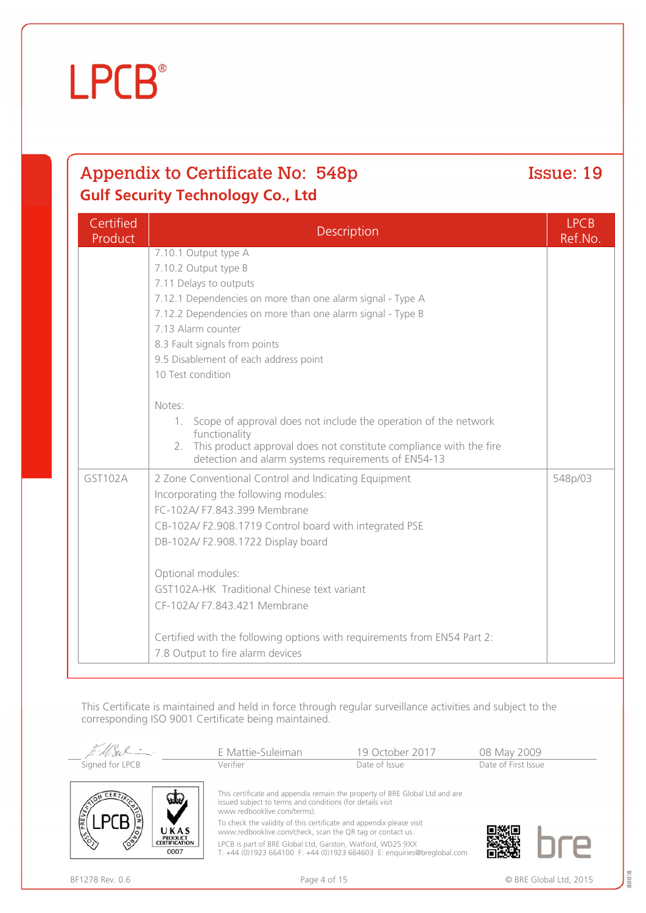LPCB®

## Appendix to Certificate No: 548p

**Issue: 19**

### Gulf Security Technology Co., Ltd

| Certified Product | Description | LPCB Ref.No. |
|---|---|---|
| | 7.10.1 Output type A<br>7.10.2 Output type B<br>7.11 Delays to outputs<br>7.12.1 Dependencies on more than one alarm signal - Type A<br>7.12.2 Dependencies on more than one alarm signal - Type B<br>7.13 Alarm counter<br>8.3 Fault signals from points<br>9.5 Disablement of each address point<br>10 Test condition<br><br>Notes:<br>1. Scope of approval does not include the operation of the network functionality<br>2. This product approval does not constitute compliance with the fire detection and alarm systems requirements of EN54-13 | |
| GST102A | 2 Zone Conventional Control and Indicating Equipment<br>Incorporating the following modules:<br>FC-102A/ F7.843.399 Membrane<br>CB-102A/ F2.908.1719 Control board with integrated PSE<br>DB-102A/ F2.908.1722 Display board<br><br>Optional modules:<br>GST102A-HK Traditional Chinese text variant<br>CF-102A/ F7.843.421 Membrane<br><br>Certified with the following options with requirements from EN54 Part 2:<br>7.8 Output to fire alarm devices | 548p/03 |

This Certificate is maintained and held in force through regular surveillance activities and subject to the corresponding ISO 9001 Certificate being maintained.

| Signed for LPCB | E Mattie-Suleiman<br>Verifier | 19 October 2017<br>Date of Issue | 08 May 2009<br>Date of First Issue |
|---|---|---|---|

This certificate and appendix remain the property of BRE Global Ltd and are issued subject to terms and conditions (for details visit www.redbooklive.com/terms).

To check the validity of this certificate and appendix please visit www.redbooklive.com/check, scan the QR tag or contact us.

LPCB is part of BRE Global Ltd, Garston, Watford, WD25 9XX
T: +44 (0)1923 664100 F: +44 (0)1923 664603 E: enquiries@breglobal.com

BF1278 Rev. 0.6

© BRE Global Ltd, 2015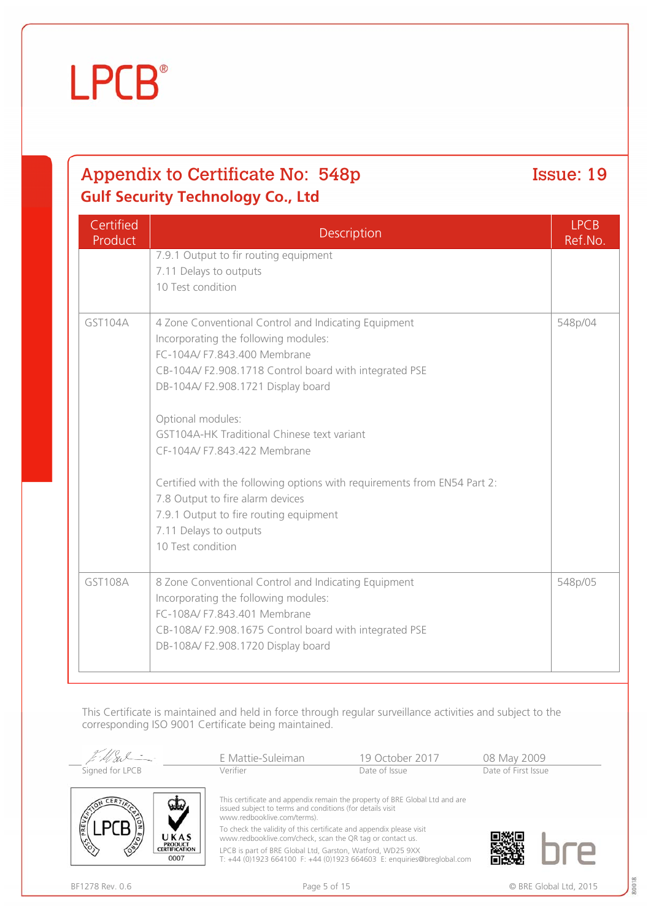## Appendix to Certificate No: 548p — Issue: 19

**Gulf Security Technology Co., Ltd**

| Certified Product | Description | LPCB Ref.No. |
|---|---|---|
| | 7.9.1 Output to fir routing equipment<br>7.11 Delays to outputs<br>10 Test condition | |
| GST104A | 4 Zone Conventional Control and Indicating Equipment<br>Incorporating the following modules:<br>FC-104A/ F7.843.400 Membrane<br>CB-104A/ F2.908.1718 Control board with integrated PSE<br>DB-104A/ F2.908.1721 Display board<br><br>Optional modules:<br>GST104A-HK Traditional Chinese text variant<br>CF-104A/ F7.843.422 Membrane<br><br>Certified with the following options with requirements from EN54 Part 2:<br>7.8 Output to fire alarm devices<br>7.9.1 Output to fire routing equipment<br>7.11 Delays to outputs<br>10 Test condition | 548p/04 |
| GST108A | 8 Zone Conventional Control and Indicating Equipment<br>Incorporating the following modules:<br>FC-108A/ F7.843.401 Membrane<br>CB-108A/ F2.908.1675 Control board with integrated PSE<br>DB-108A/ F2.908.1720 Display board | 548p/05 |

This Certificate is maintained and held in force through regular surveillance activities and subject to the corresponding ISO 9001 Certificate being maintained.

| Signed for LPCB | E Mattie-Suleiman | 19 October 2017 | 08 May 2009 |
|---|---|---|---|
| | Verifier | Date of Issue | Date of First Issue |

This certificate and appendix remain the property of BRE Global Ltd and are issued subject to terms and conditions (for details visit www.redbooklive.com/terms).

To check the validity of this certificate and appendix please visit www.redbooklive.com/check, scan the QR tag or contact us.

LPCB is part of BRE Global Ltd, Garston, Watford, WD25 9XX
T: +44 (0)1923 664100 F: +44 (0)1923 664603 E: enquiries@breglobal.com

BF1278 Rev. 0.6 — © BRE Global Ltd, 2015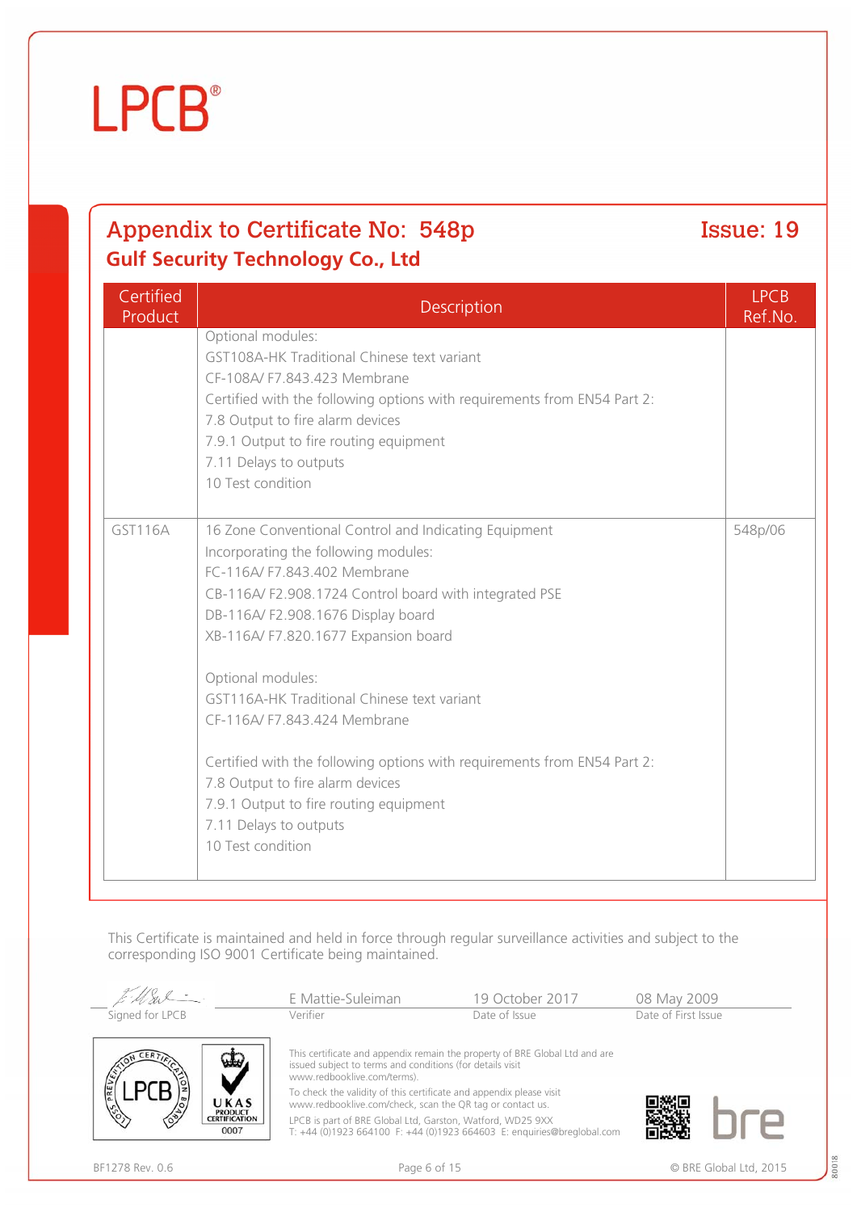# LPCB®

## Appendix to Certificate No: 548p

**Issue: 19**

### Gulf Security Technology Co., Ltd

| Certified Product | Description | LPCB Ref.No. |
|---|---|---|
| | Optional modules:<br>GST108A-HK Traditional Chinese text variant<br>CF-108A/ F7.843.423 Membrane<br>Certified with the following options with requirements from EN54 Part 2:<br>7.8 Output to fire alarm devices<br>7.9.1 Output to fire routing equipment<br>7.11 Delays to outputs<br>10 Test condition | |
| GST116A | 16 Zone Conventional Control and Indicating Equipment<br>Incorporating the following modules:<br>FC-116A/ F7.843.402 Membrane<br>CB-116A/ F2.908.1724 Control board with integrated PSE<br>DB-116A/ F2.908.1676 Display board<br>XB-116A/ F7.820.1677 Expansion board<br><br>Optional modules:<br>GST116A-HK Traditional Chinese text variant<br>CF-116A/ F7.843.424 Membrane<br><br>Certified with the following options with requirements from EN54 Part 2:<br>7.8 Output to fire alarm devices<br>7.9.1 Output to fire routing equipment<br>7.11 Delays to outputs<br>10 Test condition | 548p/06 |

This Certificate is maintained and held in force through regular surveillance activities and subject to the corresponding ISO 9001 Certificate being maintained.

| Signed for LPCB | E Mattie-Suleiman<br>Verifier | 19 October 2017<br>Date of Issue | 08 May 2009<br>Date of First Issue |
|---|---|---|---|

This certificate and appendix remain the property of BRE Global Ltd and are issued subject to terms and conditions (for details visit www.redbooklive.com/terms).

To check the validity of this certificate and appendix please visit www.redbooklive.com/check, scan the QR tag or contact us.

LPCB is part of BRE Global Ltd, Garston, Watford, WD25 9XX
T: +44 (0)1923 664100 F: +44 (0)1923 664603 E: enquiries@breglobal.com

BF1278 Rev. 0.6 © BRE Global Ltd, 2015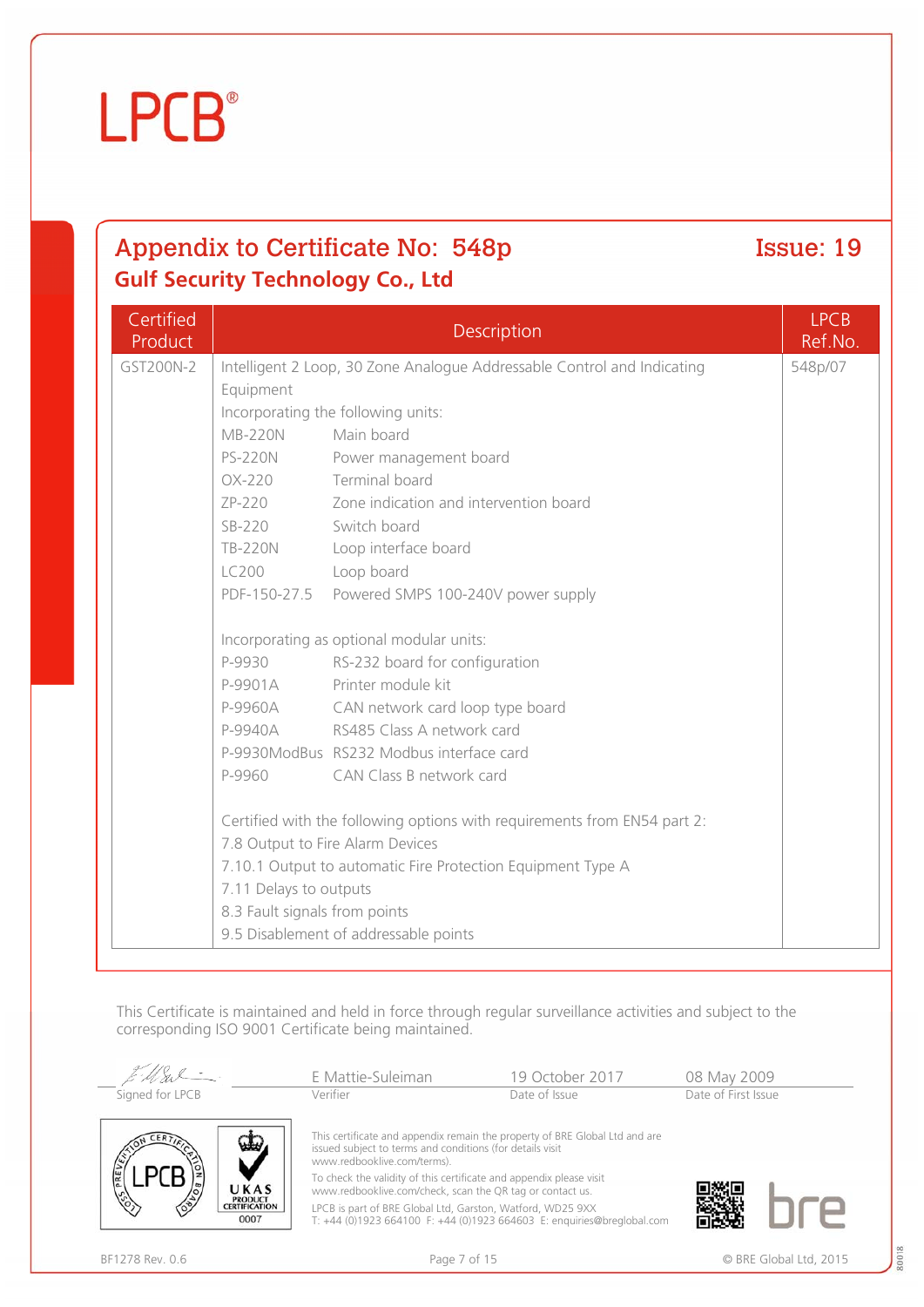LPCB®

## Appendix to Certificate No: 548p

**Issue: 19**

### Gulf Security Technology Co., Ltd

| Certified Product | Description | LPCB Ref.No. |
|---|---|---|
| GST200N-2 | Intelligent 2 Loop, 30 Zone Analogue Addressable Control and Indicating Equipment<br>Incorporating the following units:<br>MB-220N Main board<br>PS-220N Power management board<br>OX-220 Terminal board<br>ZP-220 Zone indication and intervention board<br>SB-220 Switch board<br>TB-220N Loop interface board<br>LC200 Loop board<br>PDF-150-27.5 Powered SMPS 100-240V power supply<br><br>Incorporating as optional modular units:<br>P-9930 RS-232 board for configuration<br>P-9901A Printer module kit<br>P-9960A CAN network card loop type board<br>P-9940A RS485 Class A network card<br>P-9930ModBus RS232 Modbus interface card<br>P-9960 CAN Class B network card<br><br>Certified with the following options with requirements from EN54 part 2:<br>7.8 Output to Fire Alarm Devices<br>7.10.1 Output to automatic Fire Protection Equipment Type A<br>7.11 Delays to outputs<br>8.3 Fault signals from points<br>9.5 Disablement of addressable points | 548p/07 |

This Certificate is maintained and held in force through regular surveillance activities and subject to the corresponding ISO 9001 Certificate being maintained.

| Signed for LPCB | E Mattie-Suleiman<br>Verifier | 19 October 2017<br>Date of Issue | 08 May 2009<br>Date of First Issue |
|---|---|---|---|

This certificate and appendix remain the property of BRE Global Ltd and are issued subject to terms and conditions (for details visit www.redbooklive.com/terms).

To check the validity of this certificate and appendix please visit www.redbooklive.com/check, scan the QR tag or contact us.

LPCB is part of BRE Global Ltd, Garston, Watford, WD25 9XX
T: +44 (0)1923 664100 F: +44 (0)1923 664603 E: enquiries@breglobal.com

BF1278 Rev. 0.6

© BRE Global Ltd, 2015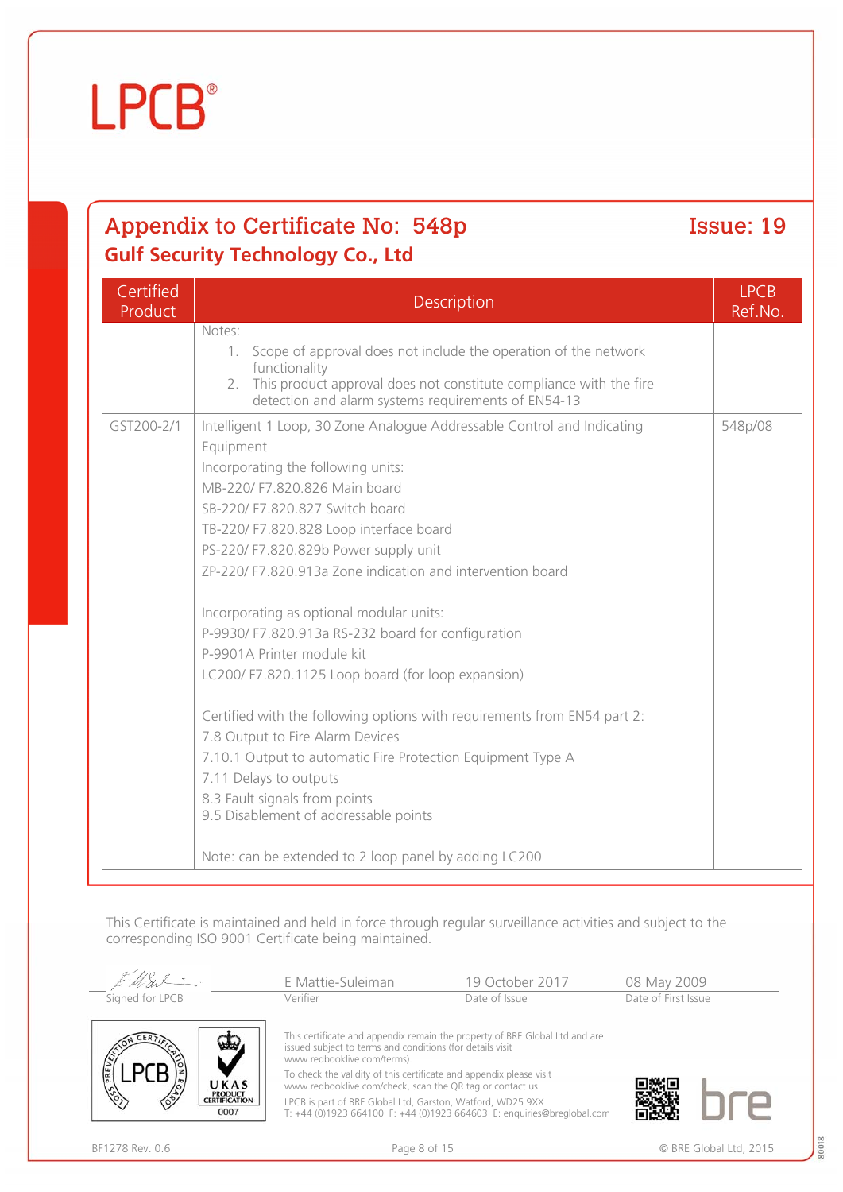# Appendix to Certificate No: 548p

**Issue: 19**

## Gulf Security Technology Co., Ltd

| Certified Product | Description | LPCB Ref.No. |
|---|---|---|
| | Notes:<br>1. Scope of approval does not include the operation of the network functionality<br>2. This product approval does not constitute compliance with the fire detection and alarm systems requirements of EN54-13 | |
| GST200-2/1 | Intelligent 1 Loop, 30 Zone Analogue Addressable Control and Indicating Equipment<br>Incorporating the following units:<br>MB-220/ F7.820.826 Main board<br>SB-220/ F7.820.827 Switch board<br>TB-220/ F7.820.828 Loop interface board<br>PS-220/ F7.820.829b Power supply unit<br>ZP-220/ F7.820.913a Zone indication and intervention board<br><br>Incorporating as optional modular units:<br>P-9930/ F7.820.913a RS-232 board for configuration<br>P-9901A Printer module kit<br>LC200/ F7.820.1125 Loop board (for loop expansion)<br><br>Certified with the following options with requirements from EN54 part 2:<br>7.8 Output to Fire Alarm Devices<br>7.10.1 Output to automatic Fire Protection Equipment Type A<br>7.11 Delays to outputs<br>8.3 Fault signals from points<br>9.5 Disablement of addressable points<br><br>Note: can be extended to 2 loop panel by adding LC200 | 548p/08 |

This Certificate is maintained and held in force through regular surveillance activities and subject to the corresponding ISO 9001 Certificate being maintained.

| Signed for LPCB | E Mattie-Suleiman<br>Verifier | 19 October 2017<br>Date of Issue | 08 May 2009<br>Date of First Issue |
|---|---|---|---|

This certificate and appendix remain the property of BRE Global Ltd and are issued subject to terms and conditions (for details visit www.redbooklive.com/terms).

To check the validity of this certificate and appendix please visit www.redbooklive.com/check, scan the QR tag or contact us.

LPCB is part of BRE Global Ltd, Garston, Watford, WD25 9XX
T: +44 (0)1923 664100 F: +44 (0)1923 664603 E: enquiries@breglobal.com

BF1278 Rev. 0.6

© BRE Global Ltd, 2015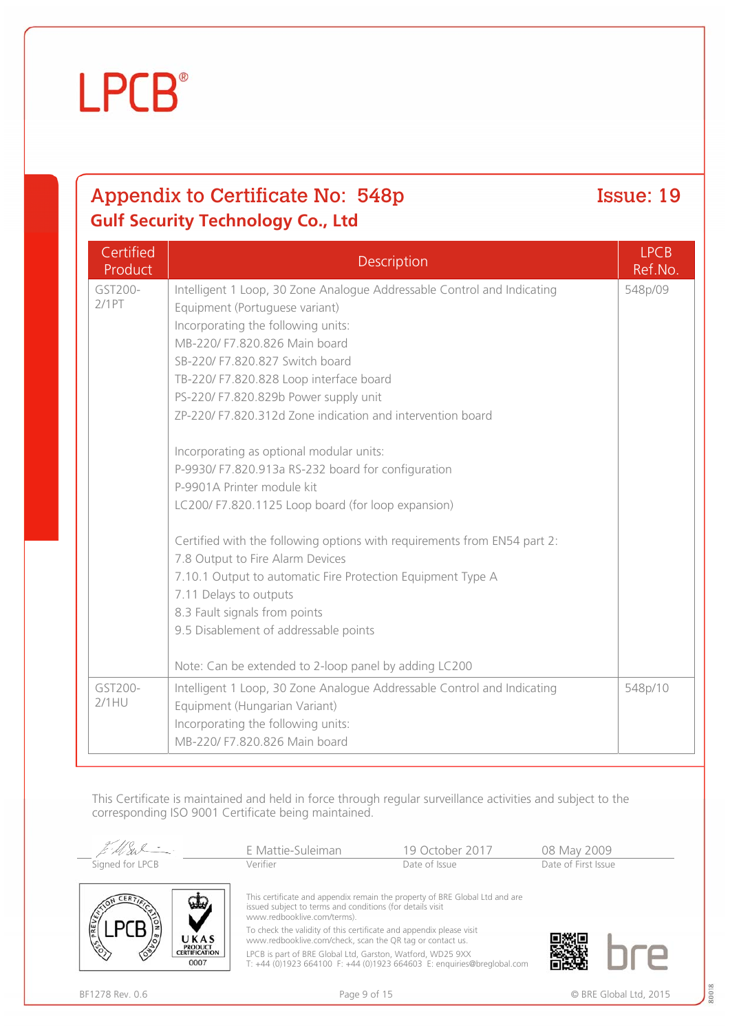LPCB®

## Appendix to Certificate No: 548p

**Issue: 19**

### Gulf Security Technology Co., Ltd

| Certified Product | Description | LPCB Ref.No. |
|---|---|---|
| GST200-2/1PT | Intelligent 1 Loop, 30 Zone Analogue Addressable Control and Indicating Equipment (Portuguese variant)<br>Incorporating the following units:<br>MB-220/ F7.820.826 Main board<br>SB-220/ F7.820.827 Switch board<br>TB-220/ F7.820.828 Loop interface board<br>PS-220/ F7.820.829b Power supply unit<br>ZP-220/ F7.820.312d Zone indication and intervention board<br><br>Incorporating as optional modular units:<br>P-9930/ F7.820.913a RS-232 board for configuration<br>P-9901A Printer module kit<br>LC200/ F7.820.1125 Loop board (for loop expansion)<br><br>Certified with the following options with requirements from EN54 part 2:<br>7.8 Output to Fire Alarm Devices<br>7.10.1 Output to automatic Fire Protection Equipment Type A<br>7.11 Delays to outputs<br>8.3 Fault signals from points<br>9.5 Disablement of addressable points<br><br>Note: Can be extended to 2-loop panel by adding LC200 | 548p/09 |
| GST200-2/1HU | Intelligent 1 Loop, 30 Zone Analogue Addressable Control and Indicating Equipment (Hungarian Variant)<br>Incorporating the following units:<br>MB-220/ F7.820.826 Main board | 548p/10 |

This Certificate is maintained and held in force through regular surveillance activities and subject to the corresponding ISO 9001 Certificate being maintained.

| Signed for LPCB | E Mattie-Suleiman<br>Verifier | 19 October 2017<br>Date of Issue | 08 May 2009<br>Date of First Issue |
|---|---|---|---|

This certificate and appendix remain the property of BRE Global Ltd and are issued subject to terms and conditions (for details visit www.redbooklive.com/terms).

To check the validity of this certificate and appendix please visit www.redbooklive.com/check, scan the QR tag or contact us.

LPCB is part of BRE Global Ltd, Garston, Watford, WD25 9XX
T: +44 (0)1923 664100 F: +44 (0)1923 664603 E: enquiries@breglobal.com

BF1278 Rev. 0.6

© BRE Global Ltd, 2015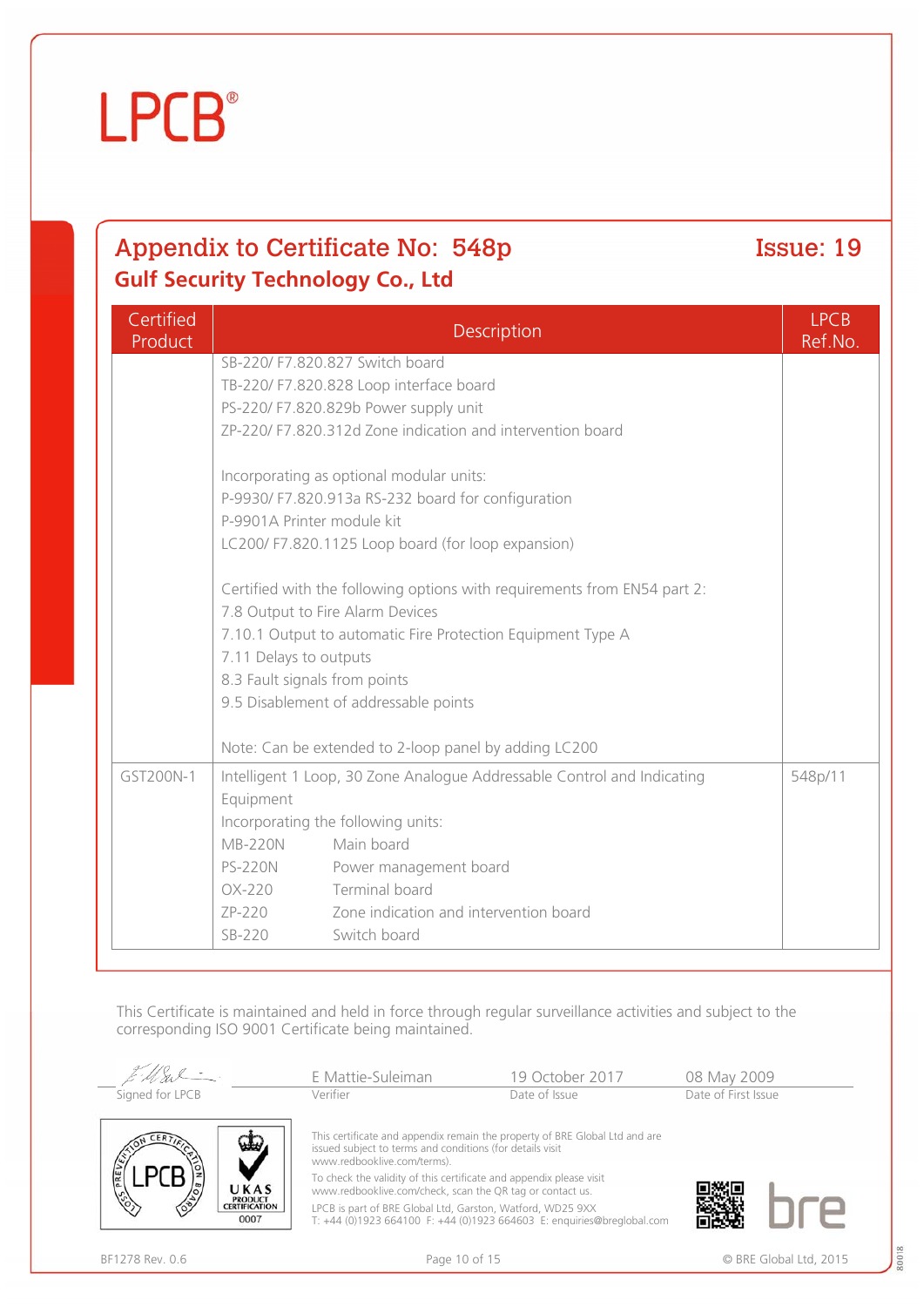## Appendix to Certificate No: 548p

**Issue: 19**

### Gulf Security Technology Co., Ltd

| Certified Product | Description | LPCB Ref.No. |
|---|---|---|
| | SB-220/ F7.820.827 Switch board<br>TB-220/ F7.820.828 Loop interface board<br>PS-220/ F7.820.829b Power supply unit<br>ZP-220/ F7.820.312d Zone indication and intervention board<br><br>Incorporating as optional modular units:<br>P-9930/ F7.820.913a RS-232 board for configuration<br>P-9901A Printer module kit<br>LC200/ F7.820.1125 Loop board (for loop expansion)<br><br>Certified with the following options with requirements from EN54 part 2:<br>7.8 Output to Fire Alarm Devices<br>7.10.1 Output to automatic Fire Protection Equipment Type A<br>7.11 Delays to outputs<br>8.3 Fault signals from points<br>9.5 Disablement of addressable points<br><br>Note: Can be extended to 2-loop panel by adding LC200 | |
| GST200N-1 | Intelligent 1 Loop, 30 Zone Analogue Addressable Control and Indicating Equipment<br>Incorporating the following units:<br>MB-220N Main board<br>PS-220N Power management board<br>OX-220 Terminal board<br>ZP-220 Zone indication and intervention board<br>SB-220 Switch board | 548p/11 |

This Certificate is maintained and held in force through regular surveillance activities and subject to the corresponding ISO 9001 Certificate being maintained.

| Signed for LPCB | E Mattie-Suleiman | 19 October 2017 | 08 May 2009 |
|---|---|---|---|
| | Verifier | Date of Issue | Date of First Issue |

This certificate and appendix remain the property of BRE Global Ltd and are issued subject to terms and conditions (for details visit www.redbooklive.com/terms).

To check the validity of this certificate and appendix please visit www.redbooklive.com/check, scan the QR tag or contact us.

LPCB is part of BRE Global Ltd, Garston, Watford, WD25 9XX
T: +44 (0)1923 664100 F: +44 (0)1923 664603 E: enquiries@breglobal.com

BF1278 Rev. 0.6

© BRE Global Ltd, 2015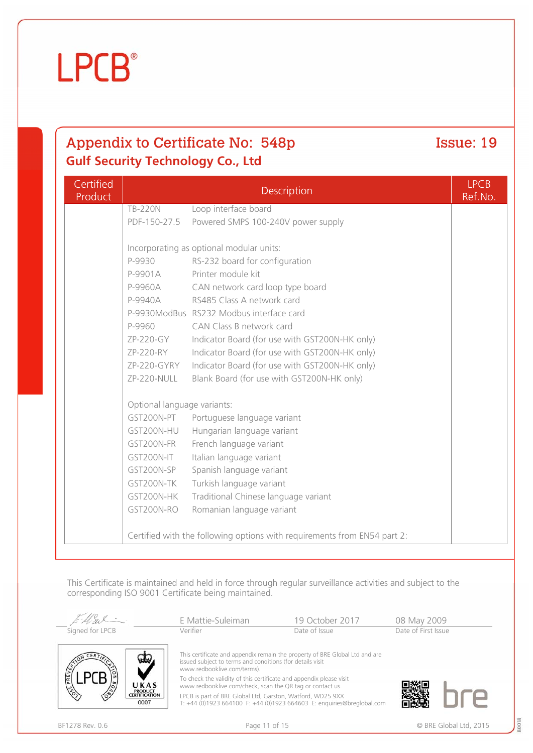# LPCB®

## Appendix to Certificate No: 548p — Issue: 19

### Gulf Security Technology Co., Ltd

| Certified Product | Description | LPCB Ref.No. |
|---|---|---|
| | TB-220N Loop interface board | |
| | PDF-150-27.5 Powered SMPS 100-240V power supply | |
| | | |
| | Incorporating as optional modular units: | |
| | P-9930 RS-232 board for configuration | |
| | P-9901A Printer module kit | |
| | P-9960A CAN network card loop type board | |
| | P-9940A RS485 Class A network card | |
| | P-9930ModBus RS232 Modbus interface card | |
| | P-9960 CAN Class B network card | |
| | ZP-220-GY Indicator Board (for use with GST200N-HK only) | |
| | ZP-220-RY Indicator Board (for use with GST200N-HK only) | |
| | ZP-220-GYRY Indicator Board (for use with GST200N-HK only) | |
| | ZP-220-NULL Blank Board (for use with GST200N-HK only) | |
| | | |
| | Optional language variants: | |
| | GST200N-PT Portuguese language variant | |
| | GST200N-HU Hungarian language variant | |
| | GST200N-FR French language variant | |
| | GST200N-IT Italian language variant | |
| | GST200N-SP Spanish language variant | |
| | GST200N-TK Turkish language variant | |
| | GST200N-HK Traditional Chinese language variant | |
| | GST200N-RO Romanian language variant | |
| | | |
| | Certified with the following options with requirements from EN54 part 2: | |

This Certificate is maintained and held in force through regular surveillance activities and subject to the corresponding ISO 9001 Certificate being maintained.

| Signed for LPCB | E Mattie-Suleiman | 19 October 2017 | 08 May 2009 |
|---|---|---|---|
| | Verifier | Date of Issue | Date of First Issue |

This certificate and appendix remain the property of BRE Global Ltd and are issued subject to terms and conditions (for details visit www.redbooklive.com/terms).

To check the validity of this certificate and appendix please visit www.redbooklive.com/check, scan the QR tag or contact us.

LPCB is part of BRE Global Ltd, Garston, Watford, WD25 9XX
T: +44 (0)1923 664100 F: +44 (0)1923 664603 E: enquiries@breglobal.com

BF1278 Rev. 0.6

© BRE Global Ltd, 2015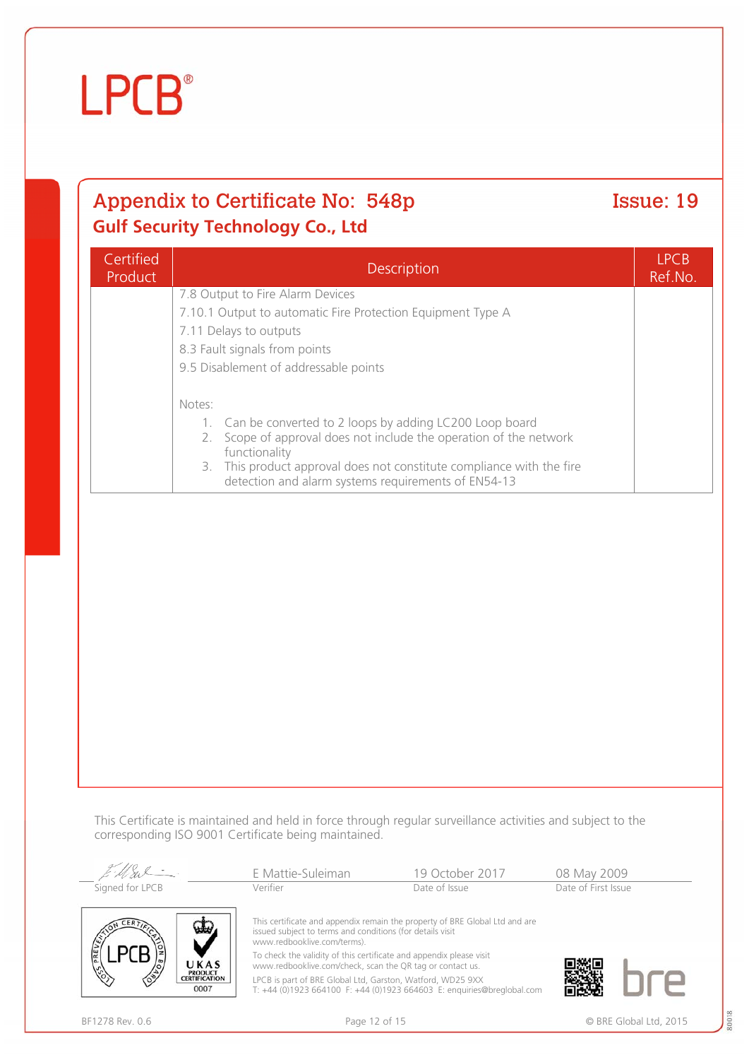## Appendix to Certificate No: 548p

**Issue: 19**

### Gulf Security Technology Co., Ltd

| Certified Product | Description | LPCB Ref.No. |
|---|---|---|
| | 7.8 Output to Fire Alarm Devices<br>7.10.1 Output to automatic Fire Protection Equipment Type A<br>7.11 Delays to outputs<br>8.3 Fault signals from points<br>9.5 Disablement of addressable points<br><br>Notes:<br>1. Can be converted to 2 loops by adding LC200 Loop board<br>2. Scope of approval does not include the operation of the network functionality<br>3. This product approval does not constitute compliance with the fire detection and alarm systems requirements of EN54-13 | |

This Certificate is maintained and held in force through regular surveillance activities and subject to the corresponding ISO 9001 Certificate being maintained.

| Signed for LPCB | E Mattie-Suleiman<br>Verifier | 19 October 2017<br>Date of Issue | 08 May 2009<br>Date of First Issue |
|---|---|---|---|

This certificate and appendix remain the property of BRE Global Ltd and are issued subject to terms and conditions (for details visit www.redbooklive.com/terms).

To check the validity of this certificate and appendix please visit www.redbooklive.com/check, scan the QR tag or contact us.

LPCB is part of BRE Global Ltd, Garston, Watford, WD25 9XX
T: +44 (0)1923 664100 F: +44 (0)1923 664603 E: enquiries@breglobal.com

BF1278 Rev. 0.6

© BRE Global Ltd, 2015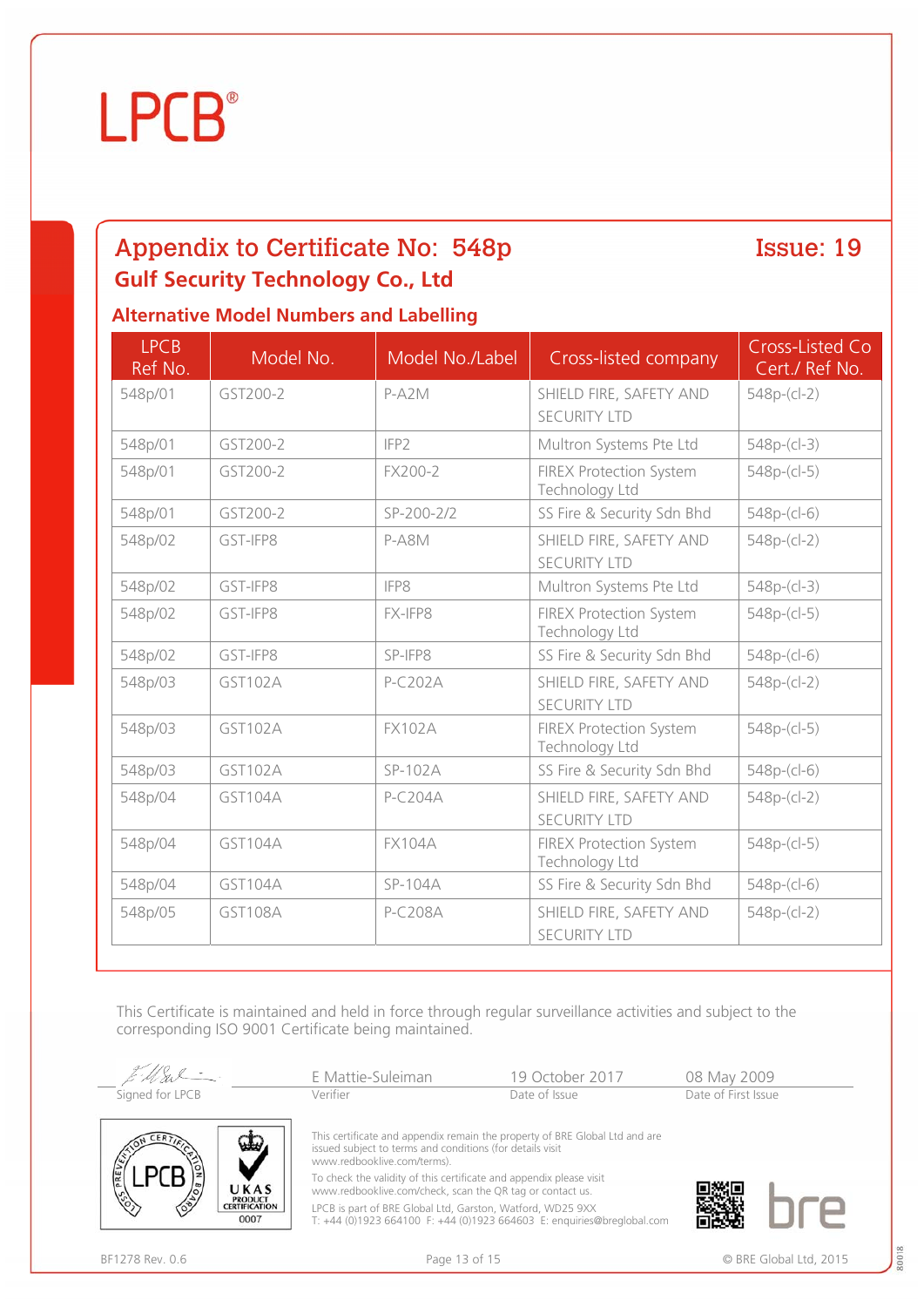LPCB®

# Appendix to Certificate No: 548p

Issue: 19

## Gulf Security Technology Co., Ltd

### Alternative Model Numbers and Labelling

| LPCB Ref No. | Model No. | Model No./Label | Cross-listed company | Cross-Listed Co Cert./ Ref No. |
|---|---|---|---|---|
| 548p/01 | GST200-2 | P-A2M | SHIELD FIRE, SAFETY AND SECURITY LTD | 548p-(cl-2) |
| 548p/01 | GST200-2 | IFP2 | Multron Systems Pte Ltd | 548p-(cl-3) |
| 548p/01 | GST200-2 | FX200-2 | FIREX Protection System Technology Ltd | 548p-(cl-5) |
| 548p/01 | GST200-2 | SP-200-2/2 | SS Fire & Security Sdn Bhd | 548p-(cl-6) |
| 548p/02 | GST-IFP8 | P-A8M | SHIELD FIRE, SAFETY AND SECURITY LTD | 548p-(cl-2) |
| 548p/02 | GST-IFP8 | IFP8 | Multron Systems Pte Ltd | 548p-(cl-3) |
| 548p/02 | GST-IFP8 | FX-IFP8 | FIREX Protection System Technology Ltd | 548p-(cl-5) |
| 548p/02 | GST-IFP8 | SP-IFP8 | SS Fire & Security Sdn Bhd | 548p-(cl-6) |
| 548p/03 | GST102A | P-C202A | SHIELD FIRE, SAFETY AND SECURITY LTD | 548p-(cl-2) |
| 548p/03 | GST102A | FX102A | FIREX Protection System Technology Ltd | 548p-(cl-5) |
| 548p/03 | GST102A | SP-102A | SS Fire & Security Sdn Bhd | 548p-(cl-6) |
| 548p/04 | GST104A | P-C204A | SHIELD FIRE, SAFETY AND SECURITY LTD | 548p-(cl-2) |
| 548p/04 | GST104A | FX104A | FIREX Protection System Technology Ltd | 548p-(cl-5) |
| 548p/04 | GST104A | SP-104A | SS Fire & Security Sdn Bhd | 548p-(cl-6) |
| 548p/05 | GST108A | P-C208A | SHIELD FIRE, SAFETY AND SECURITY LTD | 548p-(cl-2) |

This Certificate is maintained and held in force through regular surveillance activities and subject to the corresponding ISO 9001 Certificate being maintained.

| Signed for LPCB | E Mattie-Suleiman | 19 October 2017 | 08 May 2009 |
|---|---|---|---|
| | Verifier | Date of Issue | Date of First Issue |

This certificate and appendix remain the property of BRE Global Ltd and are issued subject to terms and conditions (for details visit www.redbooklive.com/terms).

To check the validity of this certificate and appendix please visit www.redbooklive.com/check, scan the QR tag or contact us.

LPCB is part of BRE Global Ltd, Garston, Watford, WD25 9XX
T: +44 (0)1923 664100 F: +44 (0)1923 664603 E: enquiries@breglobal.com

UKAS PRODUCT CERTIFICATION 0007

BF1278 Rev. 0.6

© BRE Global Ltd, 2015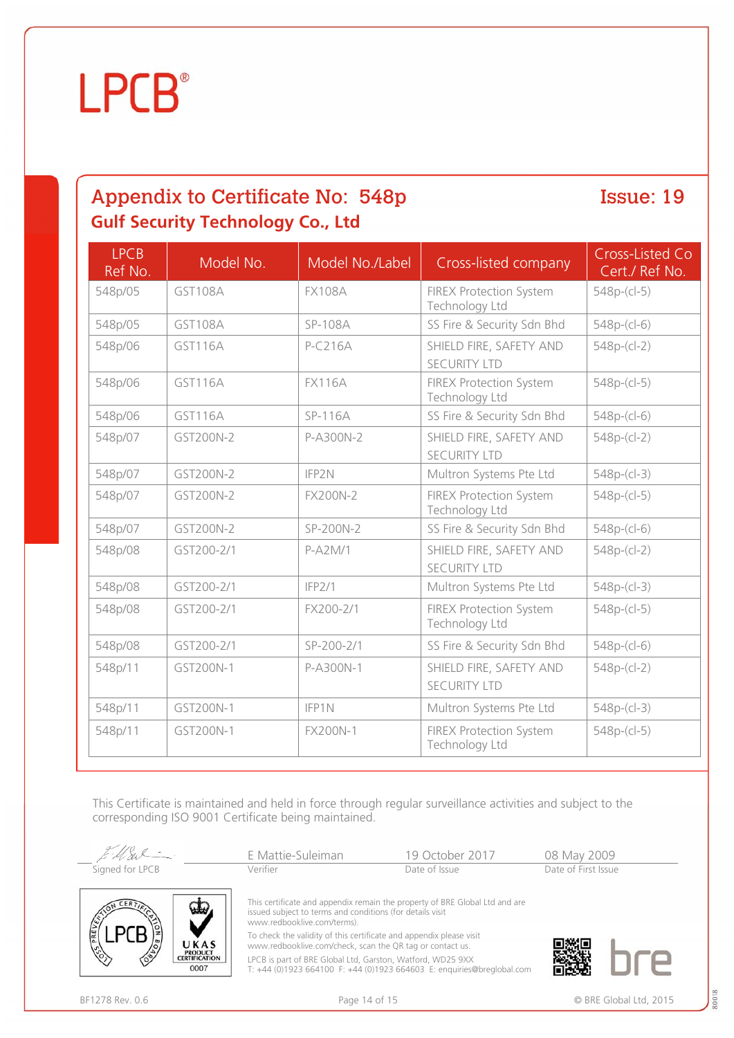# Appendix to Certificate No: 548p

**Issue: 19**

## Gulf Security Technology Co., Ltd

| LPCB Ref No. | Model No. | Model No./Label | Cross-listed company | Cross-Listed Co Cert./ Ref No. |
|---|---|---|---|---|
| 548p/05 | GST108A | FX108A | FIREX Protection System Technology Ltd | 548p-(cl-5) |
| 548p/05 | GST108A | SP-108A | SS Fire & Security Sdn Bhd | 548p-(cl-6) |
| 548p/06 | GST116A | P-C216A | SHIELD FIRE, SAFETY AND SECURITY LTD | 548p-(cl-2) |
| 548p/06 | GST116A | FX116A | FIREX Protection System Technology Ltd | 548p-(cl-5) |
| 548p/06 | GST116A | SP-116A | SS Fire & Security Sdn Bhd | 548p-(cl-6) |
| 548p/07 | GST200N-2 | P-A300N-2 | SHIELD FIRE, SAFETY AND SECURITY LTD | 548p-(cl-2) |
| 548p/07 | GST200N-2 | IFP2N | Multron Systems Pte Ltd | 548p-(cl-3) |
| 548p/07 | GST200N-2 | FX200N-2 | FIREX Protection System Technology Ltd | 548p-(cl-5) |
| 548p/07 | GST200N-2 | SP-200N-2 | SS Fire & Security Sdn Bhd | 548p-(cl-6) |
| 548p/08 | GST200-2/1 | P-A2M/1 | SHIELD FIRE, SAFETY AND SECURITY LTD | 548p-(cl-2) |
| 548p/08 | GST200-2/1 | IFP2/1 | Multron Systems Pte Ltd | 548p-(cl-3) |
| 548p/08 | GST200-2/1 | FX200-2/1 | FIREX Protection System Technology Ltd | 548p-(cl-5) |
| 548p/08 | GST200-2/1 | SP-200-2/1 | SS Fire & Security Sdn Bhd | 548p-(cl-6) |
| 548p/11 | GST200N-1 | P-A300N-1 | SHIELD FIRE, SAFETY AND SECURITY LTD | 548p-(cl-2) |
| 548p/11 | GST200N-1 | IFP1N | Multron Systems Pte Ltd | 548p-(cl-3) |
| 548p/11 | GST200N-1 | FX200N-1 | FIREX Protection System Technology Ltd | 548p-(cl-5) |

This Certificate is maintained and held in force through regular surveillance activities and subject to the corresponding ISO 9001 Certificate being maintained.

| Signed for LPCB | E Mattie-Suleiman | 19 October 2017 | 08 May 2009 |
|---|---|---|---|
| | Verifier | Date of Issue | Date of First Issue |

This certificate and appendix remain the property of BRE Global Ltd and are issued subject to terms and conditions (for details visit www.redbooklive.com/terms).

To check the validity of this certificate and appendix please visit www.redbooklive.com/check, scan the QR tag or contact us.

LPCB is part of BRE Global Ltd, Garston, Watford, WD25 9XX
T: +44 (0)1923 664100 F: +44 (0)1923 664603 E: enquiries@breglobal.com

BF1278 Rev. 0.6

© BRE Global Ltd, 2015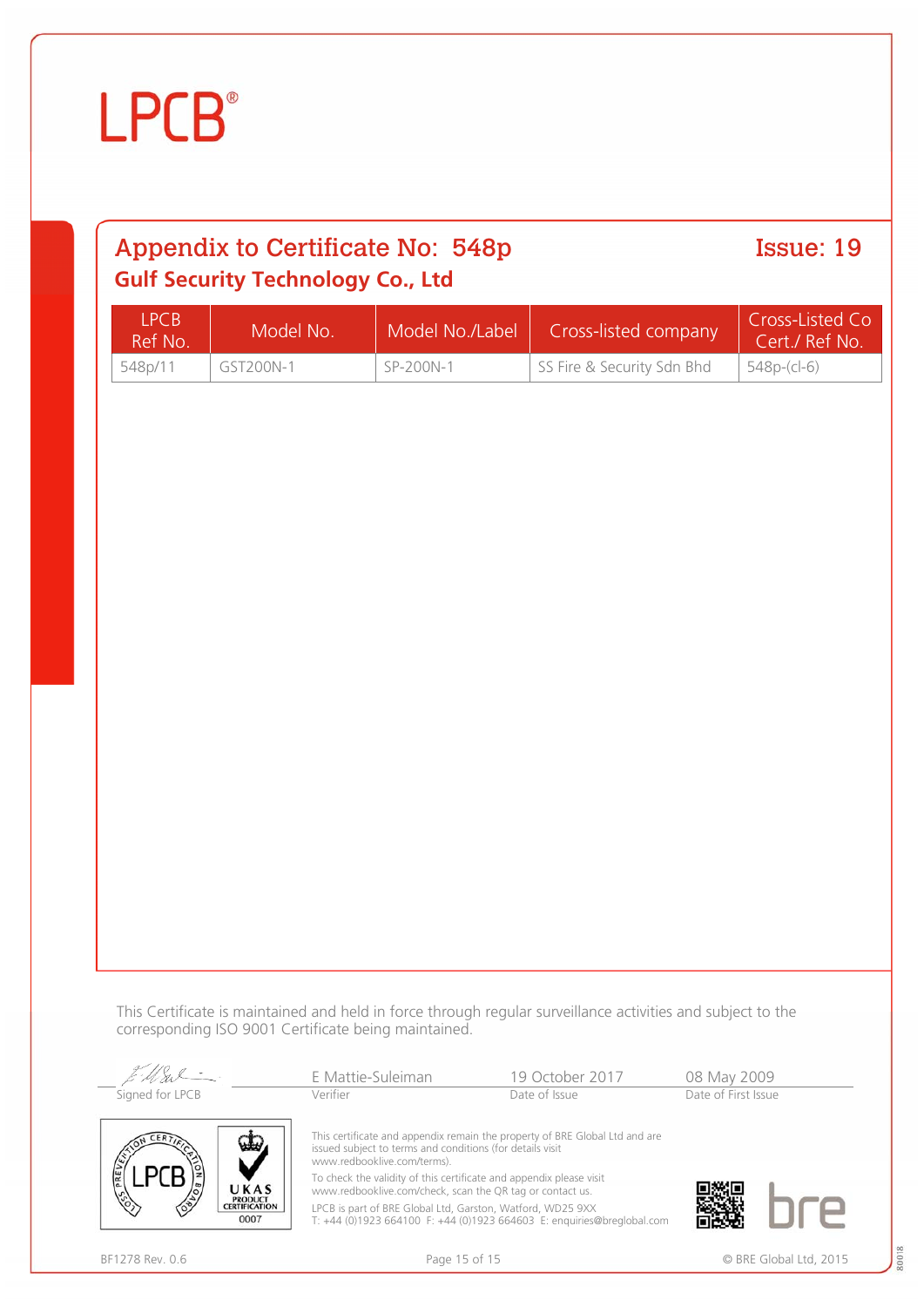LPCB®

## Appendix to Certificate No: 548p — Issue: 19

### Gulf Security Technology Co., Ltd

| LPCB Ref No. | Model No. | Model No./Label | Cross-listed company | Cross-Listed Co Cert./ Ref No. |
|---|---|---|---|---|
| 548p/11 | GST200N-1 | SP-200N-1 | SS Fire & Security Sdn Bhd | 548p-(cl-6) |

This Certificate is maintained and held in force through regular surveillance activities and subject to the corresponding ISO 9001 Certificate being maintained.

| Signed for LPCB | E Mattie-Suleiman | 19 October 2017 | 08 May 2009 |
|---|---|---|---|
| | Verifier | Date of Issue | Date of First Issue |

This certificate and appendix remain the property of BRE Global Ltd and are issued subject to terms and conditions (for details visit www.redbooklive.com/terms).

To check the validity of this certificate and appendix please visit www.redbooklive.com/check, scan the QR tag or contact us.

LPCB is part of BRE Global Ltd, Garston, Watford, WD25 9XX
T: +44 (0)1923 664100 F: +44 (0)1923 664603 E: enquiries@breglobal.com

UKAS PRODUCT CERTIFICATION 0007

BF1278 Rev. 0.6

© BRE Global Ltd, 2015